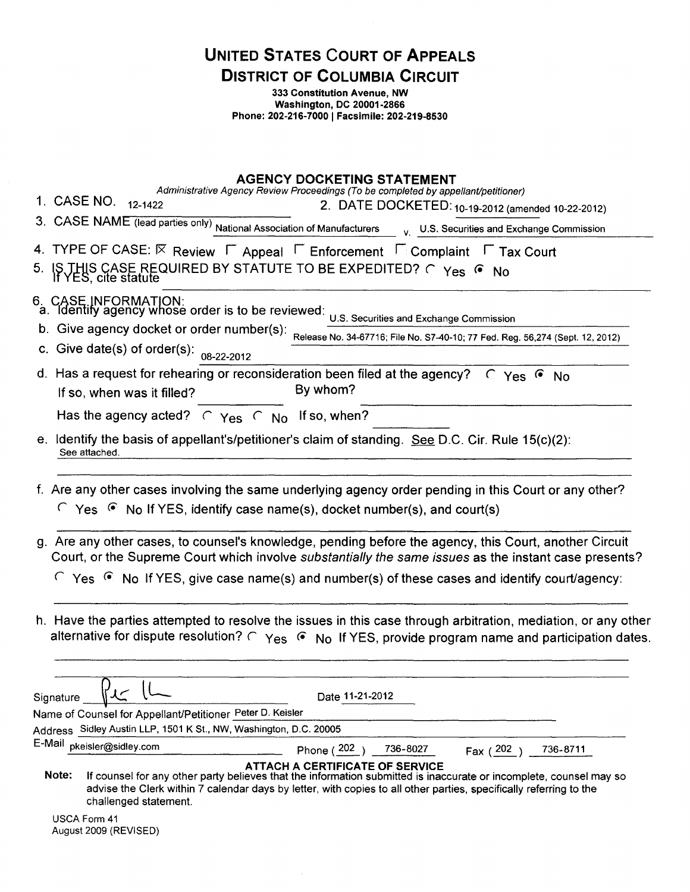# UNITED STATES COURT OF APPEALS
## DISTRICT OF COLUMBIA CIRCUIT

**333 Constitution Avenue, NW**
**Washington, DC 20001-2866**
**Phone: 202-216-7000 | Facsimile: 202-219-8530**

### AGENCY DOCKETING STATEMENT

*Administrative Agency Review Proceedings (To be completed by appellant/petitioner)*

1. CASE NO. 12-1422
2. DATE DOCKETED: 10-19-2012 (amended 10-22-2012)
3. CASE NAME (lead parties only) National Association of Manufacturers v. U.S. Securities and Exchange Commission
4. TYPE OF CASE: ☒ Review ☐ Appeal ☐ Enforcement ☐ Complaint ☐ Tax Court
5. IS THIS CASE REQUIRED BY STATUTE TO BE EXPEDITED? ○ Yes ● No
   If YES, cite statute
6. CASE INFORMATION:
   a. Identify agency whose order is to be reviewed: U.S. Securities and Exchange Commission
   b. Give agency docket or order number(s): Release No. 34-67716; File No. S7-40-10; 77 Fed. Reg. 56,274 (Sept. 12, 2012)
   c. Give date(s) of order(s): 08-22-2012
   d. Has a request for rehearing or reconsideration been filed at the agency? ○ Yes ● No
      If so, when was it filled? By whom?
      Has the agency acted? ○ Yes ○ No If so, when?
   e. Identify the basis of appellant's/petitioner's claim of standing. See D.C. Cir. Rule 15(c)(2):
      See attached.
   f. Are any other cases involving the same underlying agency order pending in this Court or any other?
      ○ Yes ● No If YES, identify case name(s), docket number(s), and court(s)
   g. Are any other cases, to counsel's knowledge, pending before the agency, this Court, another Circuit Court, or the Supreme Court which involve *substantially the same issues* as the instant case presents?
      ○ Yes ● No If YES, give case name(s) and number(s) of these cases and identify court/agency:
   h. Have the parties attempted to resolve the issues in this case through arbitration, mediation, or any other alternative for dispute resolution? ○ Yes ● No If YES, provide program name and participation dates.

Signature [signature] Date 11-21-2012

Name of Counsel for Appellant/Petitioner Peter D. Keisler

Address Sidley Austin LLP, 1501 K St., NW, Washington, D.C. 20005

E-Mail pkeisler@sidley.com Phone (202) 736-8027 Fax (202) 736-8711

**ATTACH A CERTIFICATE OF SERVICE**

**Note:** If counsel for any other party believes that the information submitted is inaccurate or incomplete, counsel may so advise the Clerk within 7 calendar days by letter, with copies to all other parties, specifically referring to the challenged statement.

USCA Form 41
August 2009 (REVISED)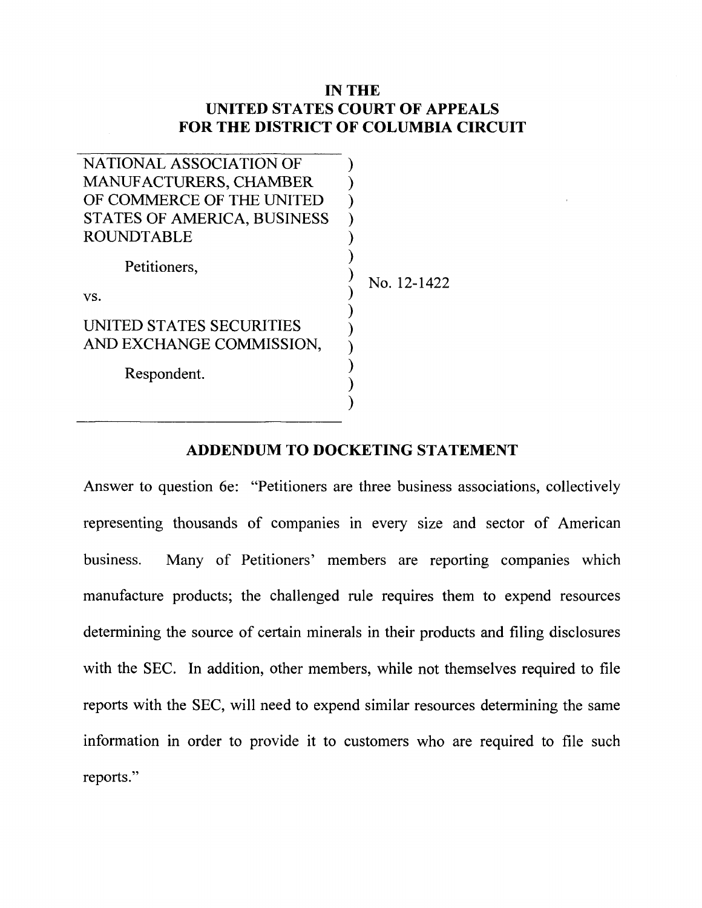**IN THE**
**UNITED STATES COURT OF APPEALS**
**FOR THE DISTRICT OF COLUMBIA CIRCUIT**

| | |
|---|---|
| NATIONAL ASSOCIATION OF MANUFACTURERS, CHAMBER OF COMMERCE OF THE UNITED STATES OF AMERICA, BUSINESS ROUNDTABLE<br><br>Petitioners,<br><br>vs.<br><br>UNITED STATES SECURITIES AND EXCHANGE COMMISSION,<br><br>Respondent. | No. 12-1422 |

**ADDENDUM TO DOCKETING STATEMENT**

Answer to question 6e: "Petitioners are three business associations, collectively representing thousands of companies in every size and sector of American business. Many of Petitioners' members are reporting companies which manufacture products; the challenged rule requires them to expend resources determining the source of certain minerals in their products and filing disclosures with the SEC. In addition, other members, while not themselves required to file reports with the SEC, will need to expend similar resources determining the same information in order to provide it to customers who are required to file such reports."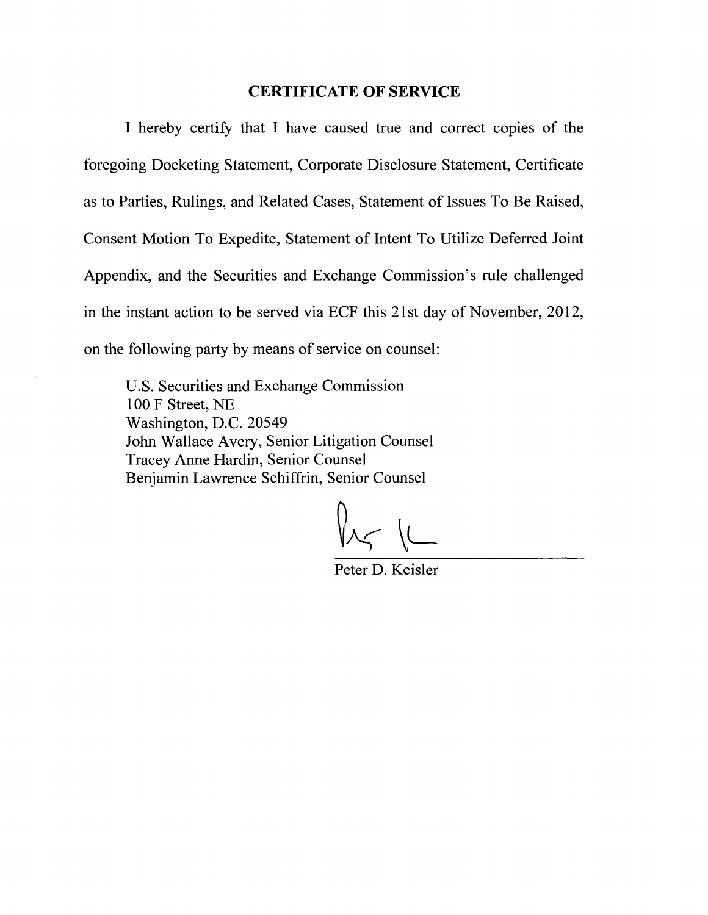## CERTIFICATE OF SERVICE

I hereby certify that I have caused true and correct copies of the foregoing Docketing Statement, Corporate Disclosure Statement, Certificate as to Parties, Rulings, and Related Cases, Statement of Issues To Be Raised, Consent Motion To Expedite, Statement of Intent To Utilize Deferred Joint Appendix, and the Securities and Exchange Commission's rule challenged in the instant action to be served via ECF this 21st day of November, 2012, on the following party by means of service on counsel:

U.S. Securities and Exchange Commission
100 F Street, NE
Washington, D.C. 20549
John Wallace Avery, Senior Litigation Counsel
Tracey Anne Hardin, Senior Counsel
Benjamin Lawrence Schiffrin, Senior Counsel

Peter D. Keisler